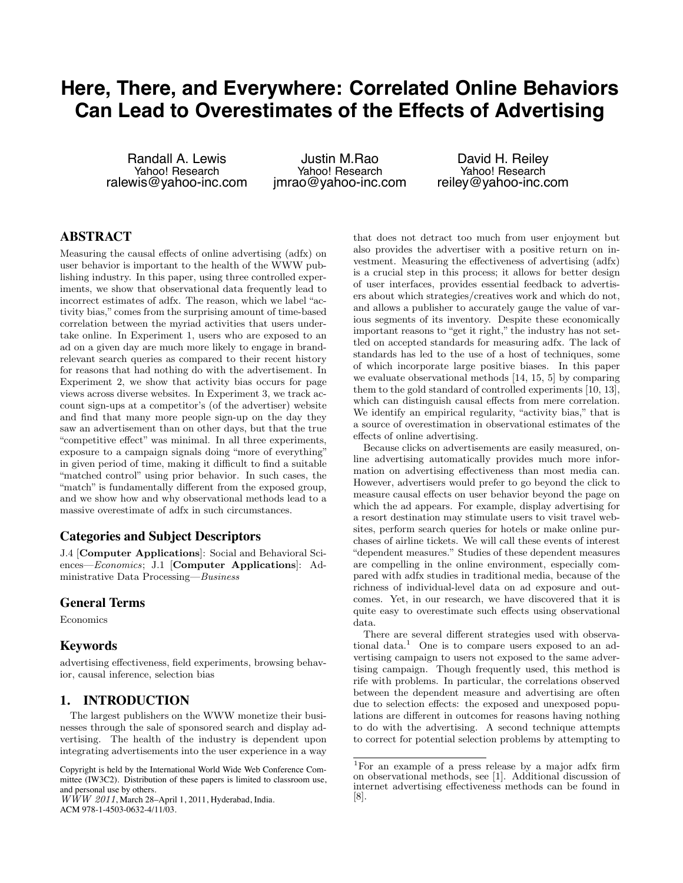# Here, There, and Everywhere: Correlated Online Behaviors Can Lead to Overestimates of the Effects of Advertising

Randall A. Lewis
Yahoo! Research
ralewis@yahoo-inc.com

Justin M.Rao
Yahoo! Research
jmrao@yahoo-inc.com

David H. Reiley
Yahoo! Research
reiley@yahoo-inc.com

## ABSTRACT

Measuring the causal effects of online advertising (adfx) on user behavior is important to the health of the WWW publishing industry. In this paper, using three controlled experiments, we show that observational data frequently lead to incorrect estimates of adfx. The reason, which we label "activity bias," comes from the surprising amount of time-based correlation between the myriad activities that users undertake online. In Experiment 1, users who are exposed to an ad on a given day are much more likely to engage in brand-relevant search queries as compared to their recent history for reasons that had nothing do with the advertisement. In Experiment 2, we show that activity bias occurs for page views across diverse websites. In Experiment 3, we track account sign-ups at a competitor's (of the advertiser) website and find that many more people sign-up on the day they saw an advertisement than on other days, but that the true "competitive effect" was minimal. In all three experiments, exposure to a campaign signals doing "more of everything" in given period of time, making it difficult to find a suitable "matched control" using prior behavior. In such cases, the "match" is fundamentally different from the exposed group, and we show how and why observational methods lead to a massive overestimate of adfx in such circumstances.

### Categories and Subject Descriptors

J.4 [**Computer Applications**]: Social and Behavioral Sciences—*Economics*; J.1 [**Computer Applications**]: Administrative Data Processing—*Business*

### General Terms

Economics

### Keywords

advertising effectiveness, field experiments, browsing behavior, causal inference, selection bias

## 1. INTRODUCTION

The largest publishers on the WWW monetize their businesses through the sale of sponsored search and display advertising. The health of the industry is dependent upon integrating advertisements into the user experience in a way that does not detract too much from user enjoyment but also provides the advertiser with a positive return on investment. Measuring the effectiveness of advertising (adfx) is a crucial step in this process; it allows for better design of user interfaces, provides essential feedback to advertisers about which strategies/creatives work and which do not, and allows a publisher to accurately gauge the value of various segments of its inventory. Despite these economically important reasons to "get it right," the industry has not settled on accepted standards for measuring adfx. The lack of standards has led to the use of a host of techniques, some of which incorporate large positive biases. In this paper we evaluate observational methods [14, 15, 5] by comparing them to the gold standard of controlled experiments [10, 13], which can distinguish causal effects from mere correlation. We identify an empirical regularity, "activity bias," that is a source of overestimation in observational estimates of the effects of online advertising.

Because clicks on advertisements are easily measured, online advertising automatically provides much more information on advertising effectiveness than most media can. However, advertisers would prefer to go beyond the click to measure causal effects on user behavior beyond the page on which the ad appears. For example, display advertising for a resort destination may stimulate users to visit travel websites, perform search queries for hotels or make online purchases of airline tickets. We will call these events of interest "dependent measures." Studies of these dependent measures are compelling in the online environment, especially compared with adfx studies in traditional media, because of the richness of individual-level data on ad exposure and outcomes. Yet, in our research, we have discovered that it is quite easy to overestimate such effects using observational data.

There are several different strategies used with observational data.[1] One is to compare users exposed to an advertising campaign to users not exposed to the same advertising campaign. Though frequently used, this method is rife with problems. In particular, the correlations observed between the dependent measure and advertising are often due to selection effects: the exposed and unexposed populations are different in outcomes for reasons having nothing to do with the advertising. A second technique attempts to correct for potential selection problems by attempting to

[1]For an example of a press release by a major adfx firm on observational methods, see [1]. Additional discussion of internet advertising effectiveness methods can be found in [8].

Copyright is held by the International World Wide Web Conference Committee (IW3C2). Distribution of these papers is limited to classroom use, and personal use by others.
*WWW 2011*, March 28–April 1, 2011, Hyderabad, India.
ACM 978-1-4503-0632-4/11/03.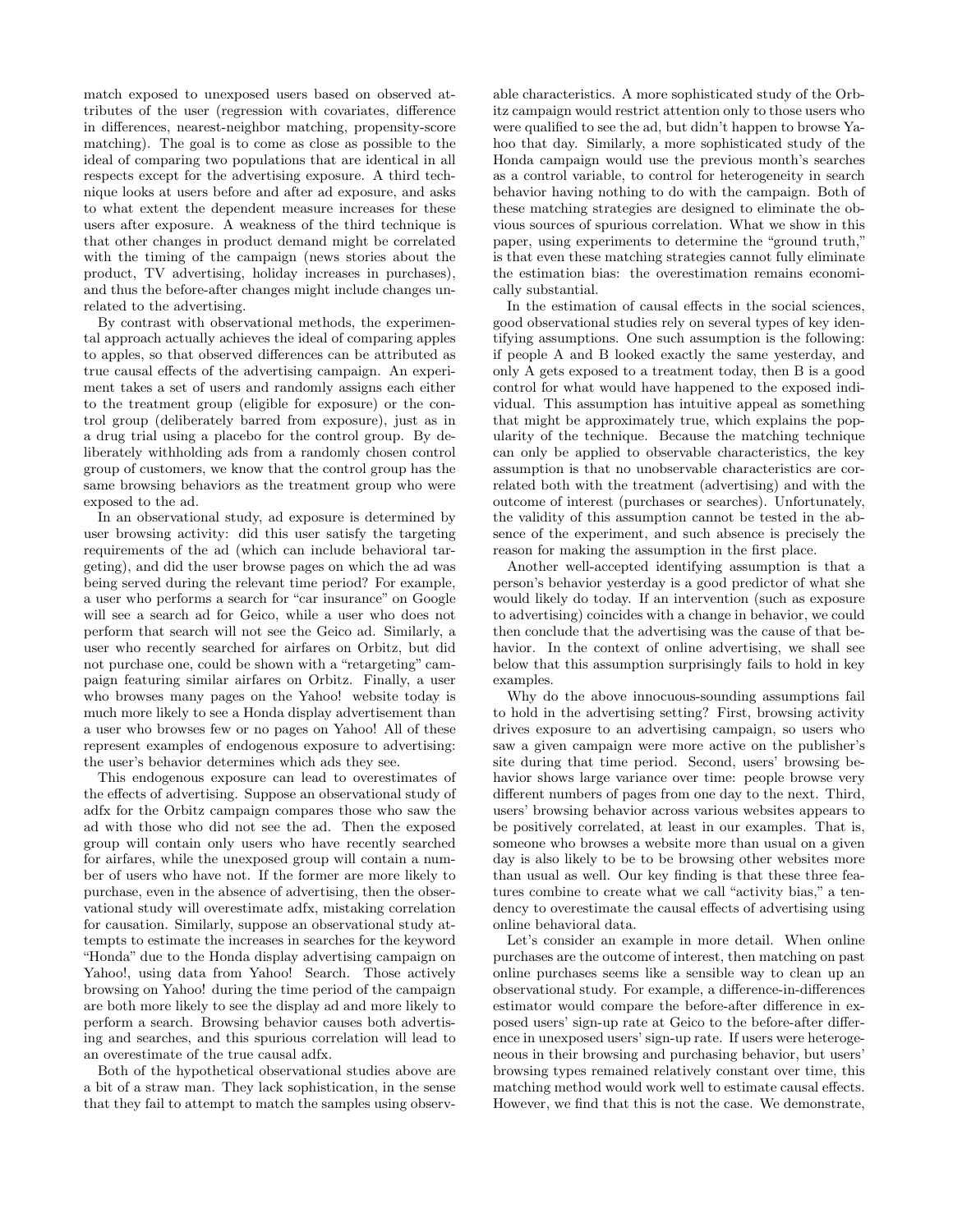match exposed to unexposed users based on observed attributes of the user (regression with covariates, difference in differences, nearest-neighbor matching, propensity-score matching). The goal is to come as close as possible to the ideal of comparing two populations that are identical in all respects except for the advertising exposure. A third technique looks at users before and after ad exposure, and asks to what extent the dependent measure increases for these users after exposure. A weakness of the third technique is that other changes in product demand might be correlated with the timing of the campaign (news stories about the product, TV advertising, holiday increases in purchases), and thus the before-after changes might include changes unrelated to the advertising.

By contrast with observational methods, the experimental approach actually achieves the ideal of comparing apples to apples, so that observed differences can be attributed as true causal effects of the advertising campaign. An experiment takes a set of users and randomly assigns each either to the treatment group (eligible for exposure) or the control group (deliberately barred from exposure), just as in a drug trial using a placebo for the control group. By deliberately withholding ads from a randomly chosen control group of customers, we know that the control group has the same browsing behaviors as the treatment group who were exposed to the ad.

In an observational study, ad exposure is determined by user browsing activity: did this user satisfy the targeting requirements of the ad (which can include behavioral targeting), and did the user browse pages on which the ad was being served during the relevant time period? For example, a user who performs a search for "car insurance" on Google will see a search ad for Geico, while a user who does not perform that search will not see the Geico ad. Similarly, a user who recently searched for airfares on Orbitz, but did not purchase one, could be shown with a "retargeting" campaign featuring similar airfares on Orbitz. Finally, a user who browses many pages on the Yahoo! website today is much more likely to see a Honda display advertisement than a user who browses few or no pages on Yahoo! All of these represent examples of endogenous exposure to advertising: the user's behavior determines which ads they see.

This endogenous exposure can lead to overestimates of the effects of advertising. Suppose an observational study of adfx for the Orbitz campaign compares those who saw the ad with those who did not see the ad. Then the exposed group will contain only users who have recently searched for airfares, while the unexposed group will contain a number of users who have not. If the former are more likely to purchase, even in the absence of advertising, then the observational study will overestimate adfx, mistaking correlation for causation. Similarly, suppose an observational study attempts to estimate the increases in searches for the keyword "Honda" due to the Honda display advertising campaign on Yahoo!, using data from Yahoo! Search. Those actively browsing on Yahoo! during the time period of the campaign are both more likely to see the display ad and more likely to perform a search. Browsing behavior causes both advertising and searches, and this spurious correlation will lead to an overestimate of the true causal adfx.

Both of the hypothetical observational studies above are a bit of a straw man. They lack sophistication, in the sense that they fail to attempt to match the samples using observable characteristics. A more sophisticated study of the Orbitz campaign would restrict attention only to those users who were qualified to see the ad, but didn't happen to browse Yahoo that day. Similarly, a more sophisticated study of the Honda campaign would use the previous month's searches as a control variable, to control for heterogeneity in search behavior having nothing to do with the campaign. Both of these matching strategies are designed to eliminate the obvious sources of spurious correlation. What we show in this paper, using experiments to determine the "ground truth," is that even these matching strategies cannot fully eliminate the estimation bias: the overestimation remains economically substantial.

In the estimation of causal effects in the social sciences, good observational studies rely on several types of key identifying assumptions. One such assumption is the following: if people A and B looked exactly the same yesterday, and only A gets exposed to a treatment today, then B is a good control for what would have happened to the exposed individual. This assumption has intuitive appeal as something that might be approximately true, which explains the popularity of the technique. Because the matching technique can only be applied to observable characteristics, the key assumption is that no unobservable characteristics are correlated both with the treatment (advertising) and with the outcome of interest (purchases or searches). Unfortunately, the validity of this assumption cannot be tested in the absence of the experiment, and such absence is precisely the reason for making the assumption in the first place.

Another well-accepted identifying assumption is that a person's behavior yesterday is a good predictor of what she would likely do today. If an intervention (such as exposure to advertising) coincides with a change in behavior, we could then conclude that the advertising was the cause of that behavior. In the context of online advertising, we shall see below that this assumption surprisingly fails to hold in key examples.

Why do the above innocuous-sounding assumptions fail to hold in the advertising setting? First, browsing activity drives exposure to an advertising campaign, so users who saw a given campaign were more active on the publisher's site during that time period. Second, users' browsing behavior shows large variance over time: people browse very different numbers of pages from one day to the next. Third, users' browsing behavior across various websites appears to be positively correlated, at least in our examples. That is, someone who browses a website more than usual on a given day is also likely to be to be browsing other websites more than usual as well. Our key finding is that these three features combine to create what we call "activity bias," a tendency to overestimate the causal effects of advertising using online behavioral data.

Let's consider an example in more detail. When online purchases are the outcome of interest, then matching on past online purchases seems like a sensible way to clean up an observational study. For example, a difference-in-differences estimator would compare the before-after difference in exposed users' sign-up rate at Geico to the before-after difference in unexposed users' sign-up rate. If users were heterogeneous in their browsing and purchasing behavior, but users' browsing types remained relatively constant over time, this matching method would work well to estimate causal effects. However, we find that this is not the case. We demonstrate,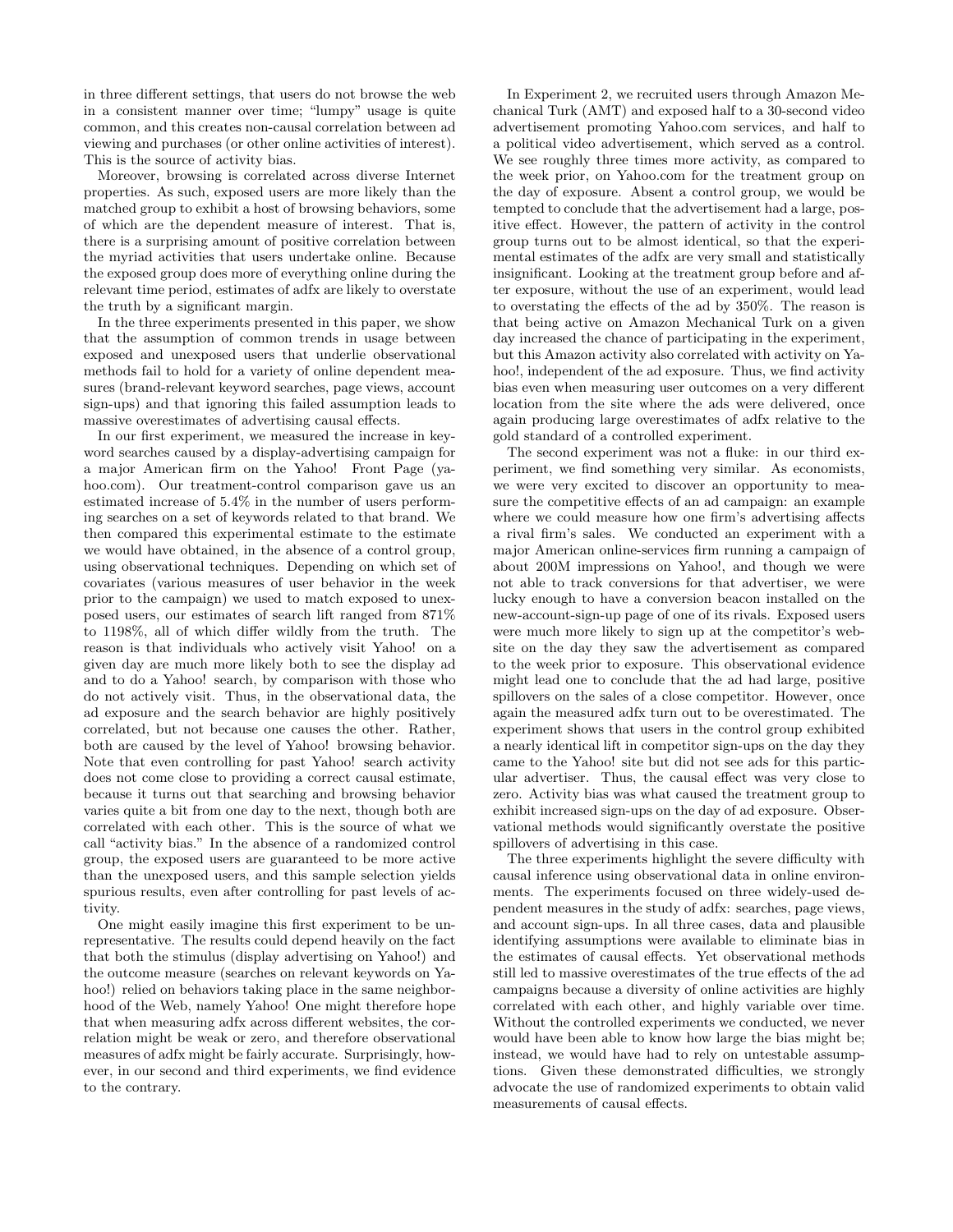in three different settings, that users do not browse the web in a consistent manner over time; "lumpy" usage is quite common, and this creates non-causal correlation between ad viewing and purchases (or other online activities of interest). This is the source of activity bias.

Moreover, browsing is correlated across diverse Internet properties. As such, exposed users are more likely than the matched group to exhibit a host of browsing behaviors, some of which are the dependent measure of interest. That is, there is a surprising amount of positive correlation between the myriad activities that users undertake online. Because the exposed group does more of everything online during the relevant time period, estimates of adfx are likely to overstate the truth by a significant margin.

In the three experiments presented in this paper, we show that the assumption of common trends in usage between exposed and unexposed users that underlie observational methods fail to hold for a variety of online dependent measures (brand-relevant keyword searches, page views, account sign-ups) and that ignoring this failed assumption leads to massive overestimates of advertising causal effects.

In our first experiment, we measured the increase in keyword searches caused by a display-advertising campaign for a major American firm on the Yahoo! Front Page (yahoo.com). Our treatment-control comparison gave us an estimated increase of 5.4% in the number of users performing searches on a set of keywords related to that brand. We then compared this experimental estimate to the estimate we would have obtained, in the absence of a control group, using observational techniques. Depending on which set of covariates (various measures of user behavior in the week prior to the campaign) we used to match exposed to unexposed users, our estimates of search lift ranged from 871% to 1198%, all of which differ wildly from the truth. The reason is that individuals who actively visit Yahoo! on a given day are much more likely both to see the display ad and to do a Yahoo! search, by comparison with those who do not actively visit. Thus, in the observational data, the ad exposure and the search behavior are highly positively correlated, but not because one causes the other. Rather, both are caused by the level of Yahoo! browsing behavior. Note that even controlling for past Yahoo! search activity does not come close to providing a correct causal estimate, because it turns out that searching and browsing behavior varies quite a bit from one day to the next, though both are correlated with each other. This is the source of what we call "activity bias." In the absence of a randomized control group, the exposed users are guaranteed to be more active than the unexposed users, and this sample selection yields spurious results, even after controlling for past levels of activity.

One might easily imagine this first experiment to be unrepresentative. The results could depend heavily on the fact that both the stimulus (display advertising on Yahoo!) and the outcome measure (searches on relevant keywords on Yahoo!) relied on behaviors taking place in the same neighborhood of the Web, namely Yahoo! One might therefore hope that when measuring adfx across different websites, the correlation might be weak or zero, and therefore observational measures of adfx might be fairly accurate. Surprisingly, however, in our second and third experiments, we find evidence to the contrary.

In Experiment 2, we recruited users through Amazon Mechanical Turk (AMT) and exposed half to a 30-second video advertisement promoting Yahoo.com services, and half to a political video advertisement, which served as a control. We see roughly three times more activity, as compared to the week prior, on Yahoo.com for the treatment group on the day of exposure. Absent a control group, we would be tempted to conclude that the advertisement had a large, positive effect. However, the pattern of activity in the control group turns out to be almost identical, so that the experimental estimates of the adfx are very small and statistically insignificant. Looking at the treatment group before and after exposure, without the use of an experiment, would lead to overstating the effects of the ad by 350%. The reason is that being active on Amazon Mechanical Turk on a given day increased the chance of participating in the experiment, but this Amazon activity also correlated with activity on Yahoo!, independent of the ad exposure. Thus, we find activity bias even when measuring user outcomes on a very different location from the site where the ads were delivered, once again producing large overestimates of adfx relative to the gold standard of a controlled experiment.

The second experiment was not a fluke: in our third experiment, we find something very similar. As economists, we were very excited to discover an opportunity to measure the competitive effects of an ad campaign: an example where we could measure how one firm's advertising affects a rival firm's sales. We conducted an experiment with a major American online-services firm running a campaign of about 200M impressions on Yahoo!, and though we were not able to track conversions for that advertiser, we were lucky enough to have a conversion beacon installed on the new-account-sign-up page of one of its rivals. Exposed users were much more likely to sign up at the competitor's website on the day they saw the advertisement as compared to the week prior to exposure. This observational evidence might lead one to conclude that the ad had large, positive spillovers on the sales of a close competitor. However, once again the measured adfx turn out to be overestimated. The experiment shows that users in the control group exhibited a nearly identical lift in competitor sign-ups on the day they came to the Yahoo! site but did not see ads for this particular advertiser. Thus, the causal effect was very close to zero. Activity bias was what caused the treatment group to exhibit increased sign-ups on the day of ad exposure. Observational methods would significantly overstate the positive spillovers of advertising in this case.

The three experiments highlight the severe difficulty with causal inference using observational data in online environments. The experiments focused on three widely-used dependent measures in the study of adfx: searches, page views, and account sign-ups. In all three cases, data and plausible identifying assumptions were available to eliminate bias in the estimates of causal effects. Yet observational methods still led to massive overestimates of the true effects of the ad campaigns because a diversity of online activities are highly correlated with each other, and highly variable over time. Without the controlled experiments we conducted, we never would have been able to know how large the bias might be; instead, we would have had to rely on untestable assumptions. Given these demonstrated difficulties, we strongly advocate the use of randomized experiments to obtain valid measurements of causal effects.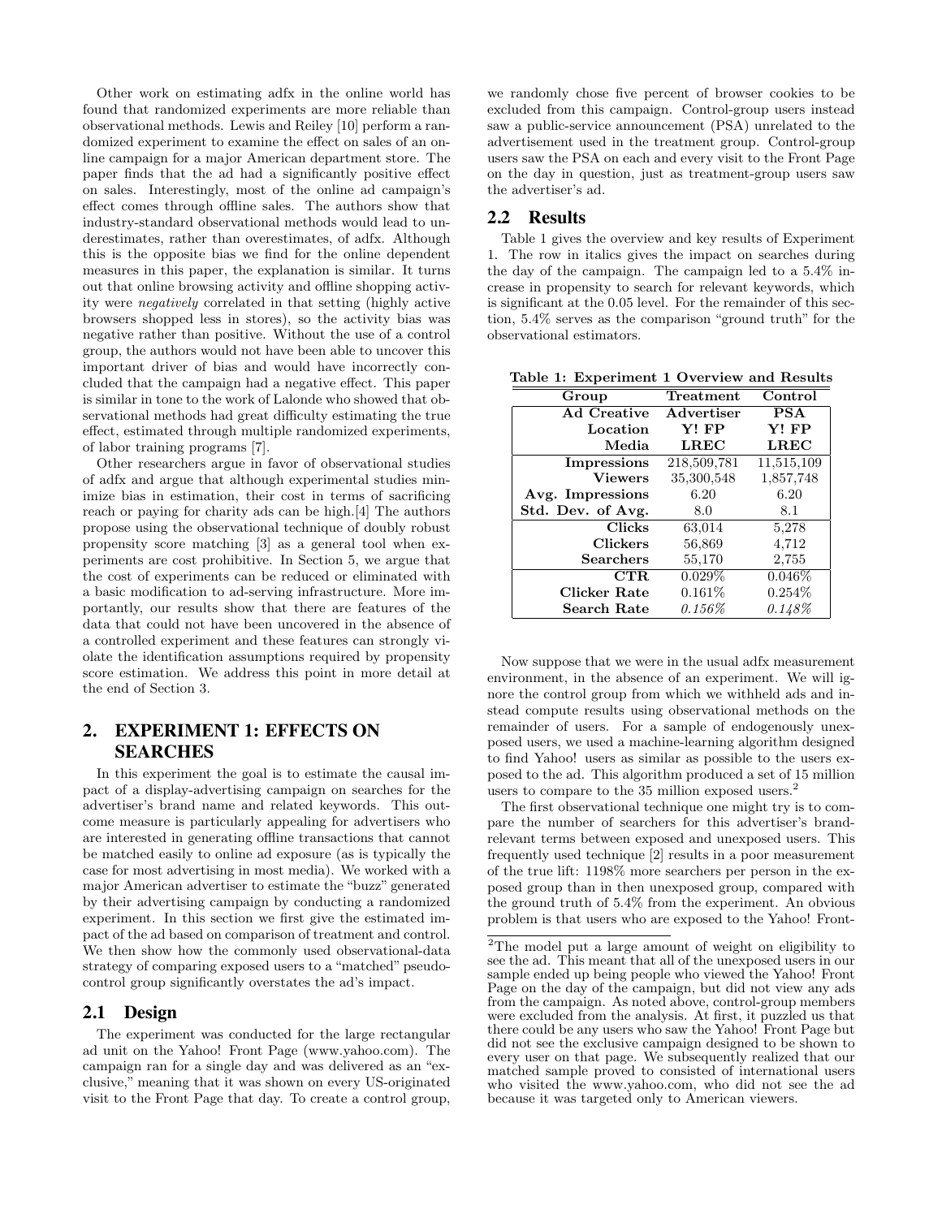Other work on estimating adfx in the online world has found that randomized experiments are more reliable than observational methods. Lewis and Reiley [10] perform a randomized experiment to examine the effect on sales of an online campaign for a major American department store. The paper finds that the ad had a significantly positive effect on sales. Interestingly, most of the online ad campaign's effect comes through offline sales. The authors show that industry-standard observational methods would lead to underestimates, rather than overestimates, of adfx. Although this is the opposite bias we find for the online dependent measures in this paper, the explanation is similar. It turns out that online browsing activity and offline shopping activity were *negatively* correlated in that setting (highly active browsers shopped less in stores), so the activity bias was negative rather than positive. Without the use of a control group, the authors would not have been able to uncover this important driver of bias and would have incorrectly concluded that the campaign had a negative effect. This paper is similar in tone to the work of Lalonde who showed that observational methods had great difficulty estimating the true effect, estimated through multiple randomized experiments, of labor training programs [7].

Other researchers argue in favor of observational studies of adfx and argue that although experimental studies minimize bias in estimation, their cost in terms of sacrificing reach or paying for charity ads can be high.[4] The authors propose using the observational technique of doubly robust propensity score matching [3] as a general tool when experiments are cost prohibitive. In Section 5, we argue that the cost of experiments can be reduced or eliminated with a basic modification to ad-serving infrastructure. More importantly, our results show that there are features of the data that could not have been uncovered in the absence of a controlled experiment and these features can strongly violate the identification assumptions required by propensity score estimation. We address this point in more detail at the end of Section 3.

## 2. EXPERIMENT 1: EFFECTS ON SEARCHES

In this experiment the goal is to estimate the causal impact of a display-advertising campaign on searches for the advertiser's brand name and related keywords. This outcome measure is particularly appealing for advertisers who are interested in generating offline transactions that cannot be matched easily to online ad exposure (as is typically the case for most advertising in most media). We worked with a major American advertiser to estimate the "buzz" generated by their advertising campaign by conducting a randomized experiment. In this section we first give the estimated impact of the ad based on comparison of treatment and control. We then show how the commonly used observational-data strategy of comparing exposed users to a "matched" pseudo-control group significantly overstates the ad's impact.

### 2.1 Design

The experiment was conducted for the large rectangular ad unit on the Yahoo! Front Page (www.yahoo.com). The campaign ran for a single day and was delivered as an "exclusive," meaning that it was shown on every US-originated visit to the Front Page that day. To create a control group, we randomly chose five percent of browser cookies to be excluded from this campaign. Control-group users instead saw a public-service announcement (PSA) unrelated to the advertisement used in the treatment group. Control-group users saw the PSA on each and every visit to the Front Page on the day in question, just as treatment-group users saw the advertiser's ad.

### 2.2 Results

Table 1 gives the overview and key results of Experiment 1. The row in italics gives the impact on searches during the day of the campaign. The campaign led to a 5.4% increase in propensity to search for relevant keywords, which is significant at the 0.05 level. For the remainder of this section, 5.4% serves as the comparison "ground truth" for the observational estimators.

**Table 1: Experiment 1 Overview and Results**

| Group | Treatment | Control |
|---|---|---|
| **Ad Creative** | **Advertiser** | **PSA** |
| **Location** | **Y! FP** | **Y! FP** |
| **Media** | **LREC** | **LREC** |
| **Impressions** | 218,509,781 | 11,515,109 |
| **Viewers** | 35,300,548 | 1,857,748 |
| **Avg. Impressions** | 6.20 | 6.20 |
| **Std. Dev. of Avg.** | 8.0 | 8.1 |
| **Clicks** | 63,014 | 5,278 |
| **Clickers** | 56,869 | 4,712 |
| **Searchers** | 55,170 | 2,755 |
| **CTR** | 0.029% | 0.046% |
| **Clicker Rate** | 0.161% | 0.254% |
| **Search Rate** | *0.156%* | *0.148%* |

Now suppose that we were in the usual adfx measurement environment, in the absence of an experiment. We will ignore the control group from which we withheld ads and instead compute results using observational methods on the remainder of users. For a sample of endogenously unexposed users, we used a machine-learning algorithm designed to find Yahoo! users as similar as possible to the users exposed to the ad. This algorithm produced a set of 15 million users to compare to the 35 million exposed users.[2]

The first observational technique one might try is to compare the number of searchers for this advertiser's brand-relevant terms between exposed and unexposed users. This frequently used technique [2] results in a poor measurement of the true lift: 1198% more searchers per person in the exposed group than in then unexposed group, compared with the ground truth of 5.4% from the experiment. An obvious problem is that users who are exposed to the Yahoo! Front-

[2]The model put a large amount of weight on eligibility to see the ad. This meant that all of the unexposed users in our sample ended up being people who viewed the Yahoo! Front Page on the day of the campaign, but did not view any ads from the campaign. As noted above, control-group members were excluded from the analysis. At first, it puzzled us that there could be any users who saw the Yahoo! Front Page but did not see the exclusive campaign designed to be shown to every user on that page. We subsequently realized that our matched sample proved to consisted of international users who visited the www.yahoo.com, who did not see the ad because it was targeted only to American viewers.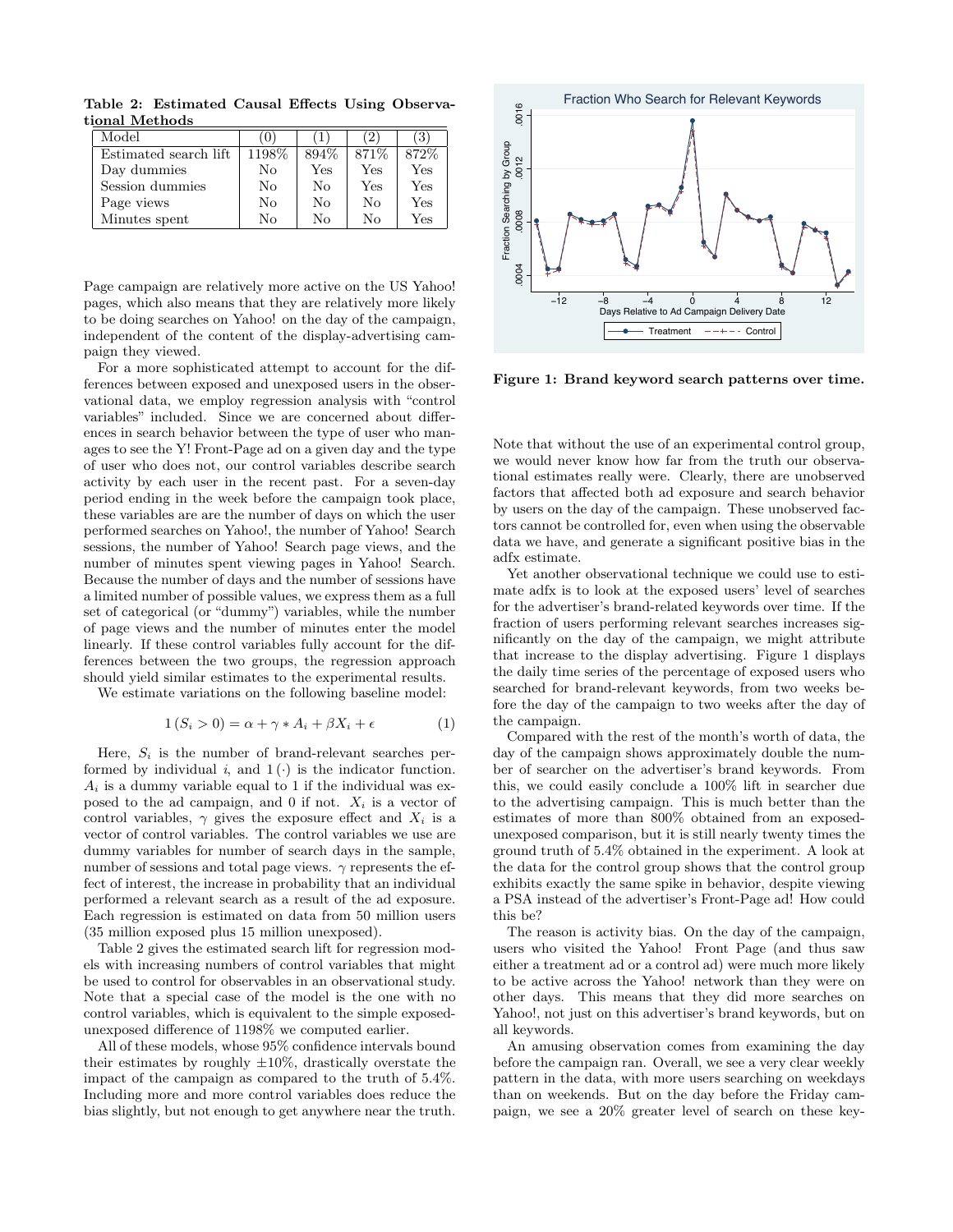**Table 2: Estimated Causal Effects Using Observational Methods**

| Model | (0) | (1) | (2) | (3) |
|---|---|---|---|---|
| Estimated search lift | 1198% | 894% | 871% | 872% |
| Day dummies | No | Yes | Yes | Yes |
| Session dummies | No | No | Yes | Yes |
| Page views | No | No | No | Yes |
| Minutes spent | No | No | No | Yes |

Page campaign are relatively more active on the US Yahoo! pages, which also means that they are relatively more likely to be doing searches on Yahoo! on the day of the campaign, independent of the content of the display-advertising campaign they viewed.

For a more sophisticated attempt to account for the differences between exposed and unexposed users in the observational data, we employ regression analysis with "control variables" included. Since we are concerned about differences in search behavior between the type of user who manages to see the Y! Front-Page ad on a given day and the type of user who does not, our control variables describe search activity by each user in the recent past. For a seven-day period ending in the week before the campaign took place, these variables are are the number of days on which the user performed searches on Yahoo!, the number of Yahoo! Search sessions, the number of Yahoo! Search page views, and the number of minutes spent viewing pages in Yahoo! Search. Because the number of days and the number of sessions have a limited number of possible values, we express them as a full set of categorical (or "dummy") variables, while the number of page views and the number of minutes enter the model linearly. If these control variables fully account for the differences between the two groups, the regression approach should yield similar estimates to the experimental results.

We estimate variations on the following baseline model:

$$1(S_i > 0) = \alpha + \gamma * A_i + \beta X_i + \epsilon \tag{1}$$

Here, $S_i$ is the number of brand-relevant searches performed by individual $i$, and $1(\cdot)$ is the indicator function. $A_i$ is a dummy variable equal to 1 if the individual was exposed to the ad campaign, and 0 if not. $X_i$ is a vector of control variables, $\gamma$ gives the exposure effect and $X_i$ is a vector of control variables. The control variables we use are dummy variables for number of search days in the sample, number of sessions and total page views. $\gamma$ represents the effect of interest, the increase in probability that an individual performed a relevant search as a result of the ad exposure. Each regression is estimated on data from 50 million users (35 million exposed plus 15 million unexposed).

Table 2 gives the estimated search lift for regression models with increasing numbers of control variables that might be used to control for observables in an observational study. Note that a special case of the model is the one with no control variables, which is equivalent to the simple exposed-unexposed difference of 1198% we computed earlier.

All of these models, whose 95% confidence intervals bound their estimates by roughly ±10%, drastically overstate the impact of the campaign as compared to the truth of 5.4%. Including more and more control variables does reduce the bias slightly, but not enough to get anywhere near the truth.

Fraction Who Search for Relevant Keywords

Fraction Searching by Group

.0004 .0008 .0012 .0016

−12 −8 −4 0 4 8 12

Days Relative to Ad Campaign Delivery Date

Treatment Control

**Figure 1: Brand keyword search patterns over time.**

Note that without the use of an experimental control group, we would never know how far from the truth our observational estimates really were. Clearly, there are unobserved factors that affected both ad exposure and search behavior by users on the day of the campaign. These unobserved factors cannot be controlled for, even when using the observable data we have, and generate a significant positive bias in the adfx estimate.

Yet another observational technique we could use to estimate adfx is to look at the exposed users' level of searches for the advertiser's brand-related keywords over time. If the fraction of users performing relevant searches increases significantly on the day of the campaign, we might attribute that increase to the display advertising. Figure 1 displays the daily time series of the percentage of exposed users who searched for brand-relevant keywords, from two weeks before the day of the campaign to two weeks after the day of the campaign.

Compared with the rest of the month's worth of data, the day of the campaign shows approximately double the number of searcher on the advertiser's brand keywords. From this, we could easily conclude a 100% lift in searcher due to the advertising campaign. This is much better than the estimates of more than 800% obtained from an exposed-unexposed comparison, but it is still nearly twenty times the ground truth of 5.4% obtained in the experiment. A look at the data for the control group shows that the control group exhibits exactly the same spike in behavior, despite viewing a PSA instead of the advertiser's Front-Page ad! How could this be?

The reason is activity bias. On the day of the campaign, users who visited the Yahoo! Front Page (and thus saw either a treatment ad or a control ad) were much more likely to be active across the Yahoo! network than they were on other days. This means that they did more searches on Yahoo!, not just on this advertiser's brand keywords, but on all keywords.

An amusing observation comes from examining the day before the campaign ran. Overall, we see a very clear weekly pattern in the data, with more users searching on weekdays than on weekends. But on the day before the Friday campaign, we see a 20% greater level of search on these key-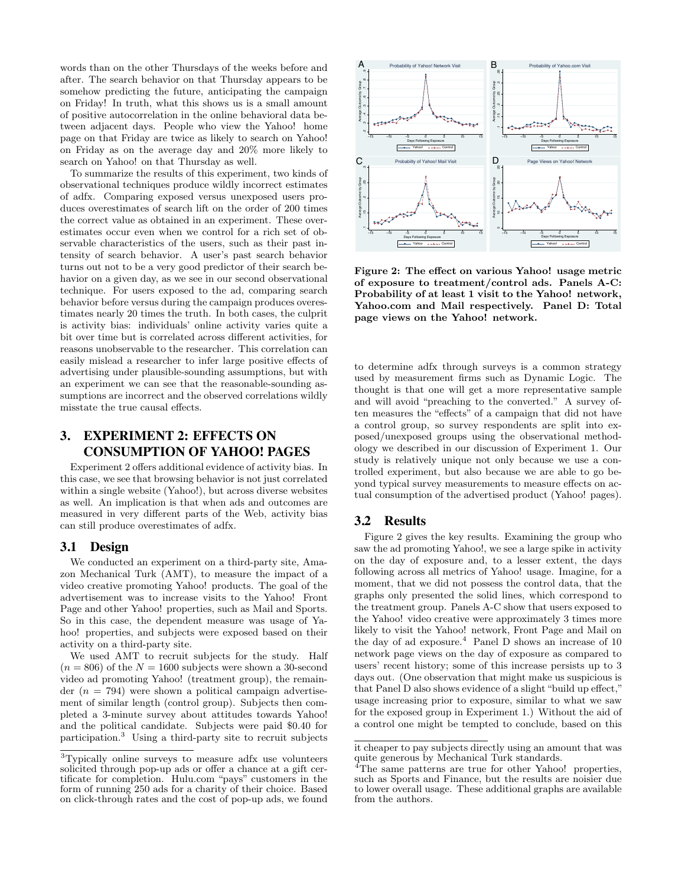words than on the other Thursdays of the weeks before and after. The search behavior on that Thursday appears to be somehow predicting the future, anticipating the campaign on Friday! In truth, what this shows us is a small amount of positive autocorrelation in the online behavioral data between adjacent days. People who view the Yahoo! home page on that Friday are twice as likely to search on Yahoo! on Friday as on the average day and 20% more likely to search on Yahoo! on that Thursday as well.

To summarize the results of this experiment, two kinds of observational techniques produce wildly incorrect estimates of adfx. Comparing exposed versus unexposed users produces overestimates of search lift on the order of 200 times the correct value as obtained in an experiment. These overestimates occur even when we control for a rich set of observable characteristics of the users, such as their past intensity of search behavior. A user's past search behavior turns out not to be a very good predictor of their search behavior on a given day, as we see in our second observational technique. For users exposed to the ad, comparing search behavior before versus during the campaign produces overestimates nearly 20 times the truth. In both cases, the culprit is activity bias: individuals' online activity varies quite a bit over time but is correlated across different activities, for reasons unobservable to the researcher. This correlation can easily mislead a researcher to infer large positive effects of advertising under plausible-sounding assumptions, but with an experiment we can see that the reasonable-sounding assumptions are incorrect and the observed correlations wildly misstate the true causal effects.

## 3. EXPERIMENT 2: EFFECTS ON CONSUMPTION OF YAHOO! PAGES

Experiment 2 offers additional evidence of activity bias. In this case, we see that browsing behavior is not just correlated within a single website (Yahoo!), but across diverse websites as well. An implication is that when ads and outcomes are measured in very different parts of the Web, activity bias can still produce overestimates of adfx.

### 3.1 Design

We conducted an experiment on a third-party site, Amazon Mechanical Turk (AMT), to measure the impact of a video creative promoting Yahoo! products. The goal of the advertisement was to increase visits to the Yahoo! Front Page and other Yahoo! properties, such as Mail and Sports. So in this case, the dependent measure was usage of Yahoo! properties, and subjects were exposed based on their activity on a third-party site.

We used AMT to recruit subjects for the study. Half ($n = 806$) of the $N = 1600$ subjects were shown a 30-second video ad promoting Yahoo! (treatment group), the remainder ($n = 794$) were shown a political campaign advertisement of similar length (control group). Subjects then completed a 3-minute survey about attitudes towards Yahoo! and the political candidate. Subjects were paid \$0.40 for participation.[3] Using a third-party site to recruit subjects to determine adfx through surveys is a common strategy used by measurement firms such as Dynamic Logic. The thought is that one will get a more representative sample and will avoid "preaching to the converted." A survey often measures the "effects" of a campaign that did not have a control group, so survey respondents are split into exposed/unexposed groups using the observational methodology we described in our discussion of Experiment 1. Our study is relatively unique not only because we use a controlled experiment, but also because we are able to go beyond typical survey measurements to measure effects on actual consumption of the advertised product (Yahoo! pages).

**Figure 2: The effect on various Yahoo! usage metric of exposure to treatment/control ads. Panels A-C: Probability of at least 1 visit to the Yahoo! network, Yahoo.com and Mail respectively. Panel D: Total page views on the Yahoo! network.**

### 3.2 Results

Figure 2 gives the key results. Examining the group who saw the ad promoting Yahoo!, we see a large spike in activity on the day of exposure and, to a lesser extent, the days following across all metrics of Yahoo! usage. Imagine, for a moment, that we did not possess the control data, that the graphs only presented the solid lines, which correspond to the treatment group. Panels A-C show that users exposed to the Yahoo! video creative were approximately 3 times more likely to visit the Yahoo! network, Front Page and Mail on the day of ad exposure.[4] Panel D shows an increase of 10 network page views on the day of exposure as compared to users' recent history; some of this increase persists up to 3 days out. (One observation that might make us suspicious is that Panel D also shows evidence of a slight "build up effect," usage increasing prior to exposure, similar to what we saw for the exposed group in Experiment 1.) Without the aid of a control one might be tempted to conclude, based on this

---

[3] Typically online surveys to measure adfx use volunteers solicited through pop-up ads or offer a chance at a gift certificate for completion. Hulu.com "pays" customers in the form of running 250 ads for a charity of their choice. Based on click-through rates and the cost of pop-up ads, we found it cheaper to pay subjects directly using an amount that was quite generous by Mechanical Turk standards.

[4] The same patterns are true for other Yahoo! properties, such as Sports and Finance, but the results are noisier due to lower overall usage. These additional graphs are available from the authors.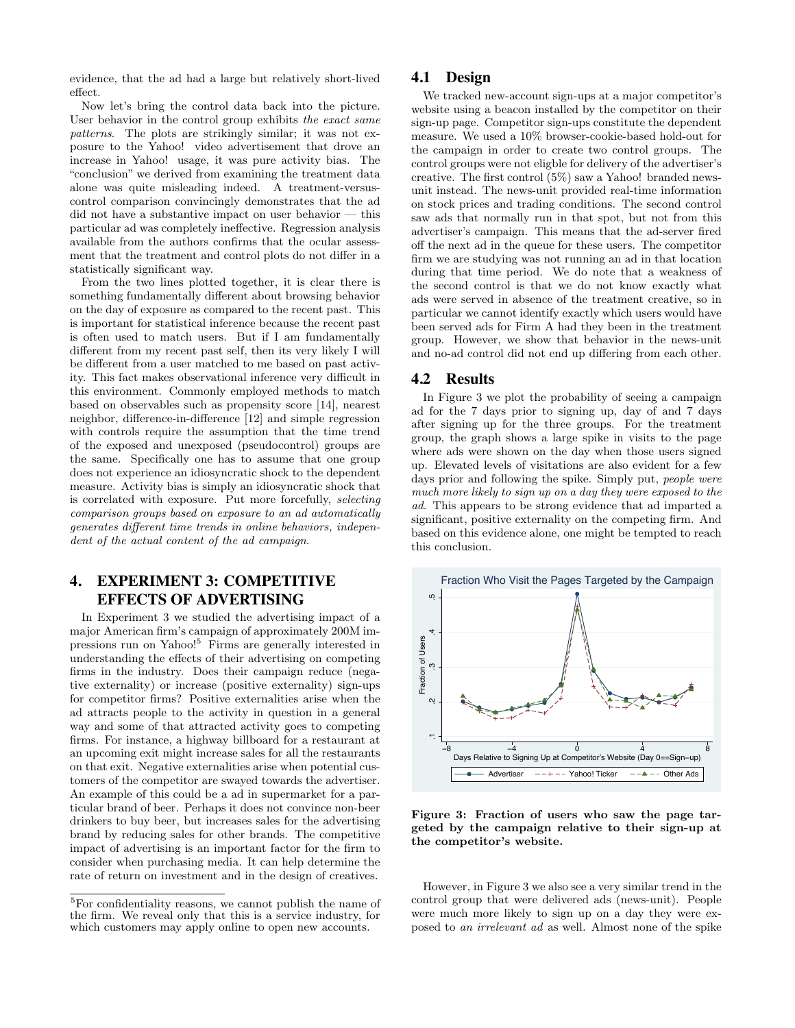evidence, that the ad had a large but relatively short-lived effect.

Now let's bring the control data back into the picture. User behavior in the control group exhibits *the exact same patterns*. The plots are strikingly similar; it was not exposure to the Yahoo! video advertisement that drove an increase in Yahoo! usage, it was pure activity bias. The "conclusion" we derived from examining the treatment data alone was quite misleading indeed. A treatment-versus-control comparison convincingly demonstrates that the ad did not have a substantive impact on user behavior — this particular ad was completely ineffective. Regression analysis available from the authors confirms that the ocular assessment that the treatment and control plots do not differ in a statistically significant way.

From the two lines plotted together, it is clear there is something fundamentally different about browsing behavior on the day of exposure as compared to the recent past. This is important for statistical inference because the recent past is often used to match users. But if I am fundamentally different from my recent past self, then its very likely I will be different from a user matched to me based on past activity. This fact makes observational inference very difficult in this environment. Commonly employed methods to match based on observables such as propensity score [14], nearest neighbor, difference-in-difference [12] and simple regression with controls require the assumption that the time trend of the exposed and unexposed (pseudocontrol) groups are the same. Specifically one has to assume that one group does not experience an idiosyncratic shock to the dependent measure. Activity bias is simply an idiosyncratic shock that is correlated with exposure. Put more forcefully, *selecting comparison groups based on exposure to an ad automatically generates different time trends in online behaviors, independent of the actual content of the ad campaign*.

# 4. EXPERIMENT 3: COMPETITIVE EFFECTS OF ADVERTISING

In Experiment 3 we studied the advertising impact of a major American firm's campaign of approximately 200M impressions run on Yahoo![5] Firms are generally interested in understanding the effects of their advertising on competing firms in the industry. Does their campaign reduce (negative externality) or increase (positive externality) sign-ups for competitor firms? Positive externalities arise when the ad attracts people to the activity in question in a general way and some of that attracted activity goes to competing firms. For instance, a highway billboard for a restaurant at an upcoming exit might increase sales for all the restaurants on that exit. Negative externalities arise when potential customers of the competitor are swayed towards the advertiser. An example of this could be a ad in supermarket for a particular brand of beer. Perhaps it does not convince non-beer drinkers to buy beer, but increases sales for the advertising brand by reducing sales for other brands. The competitive impact of advertising is an important factor for the firm to consider when purchasing media. It can help determine the rate of return on investment and in the design of creatives.

[5] For confidentiality reasons, we cannot publish the name of the firm. We reveal only that this is a service industry, for which customers may apply online to open new accounts.

## 4.1 Design

We tracked new-account sign-ups at a major competitor's website using a beacon installed by the competitor on their sign-up page. Competitor sign-ups constitute the dependent measure. We used a 10% browser-cookie-based hold-out for the campaign in order to create two control groups. The control groups were not eligble for delivery of the advertiser's creative. The first control (5%) saw a Yahoo! branded news-unit instead. The news-unit provided real-time information on stock prices and trading conditions. The second control saw ads that normally run in that spot, but not from this advertiser's campaign. This means that the ad-server fired off the next ad in the queue for these users. The competitor firm we are studying was not running an ad in that location during that time period. We do note that a weakness of the second control is that we do not know exactly what ads were served in absence of the treatment creative, so in particular we cannot identify exactly which users would have been served ads for Firm A had they been in the treatment group. However, we show that behavior in the news-unit and no-ad control did not end up differing from each other.

## 4.2 Results

In Figure 3 we plot the probability of seeing a campaign ad for the 7 days prior to signing up, day of and 7 days after signing up for the three groups. For the treatment group, the graph shows a large spike in visits to the page where ads were shown on the day when those users signed up. Elevated levels of visitations are also evident for a few days prior and following the spike. Simply put, *people were much more likely to sign up on a day they were exposed to the ad*. This appears to be strong evidence that ad imparted a significant, positive externality on the competing firm. And based on this evidence alone, one might be tempted to reach this conclusion.

**Figure 3: Fraction of users who saw the page targeted by the campaign relative to their sign-up at the competitor's website.**

However, in Figure 3 we also see a very similar trend in the control group that were delivered ads (news-unit). People were much more likely to sign up on a day they were exposed to *an irrelevant ad* as well. Almost none of the spike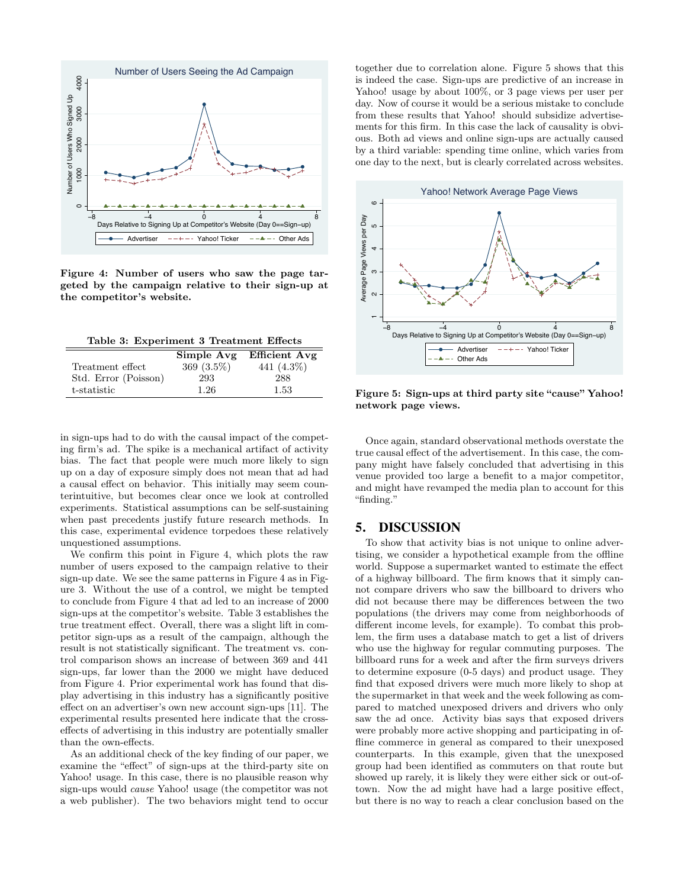Number of Users Seeing the Ad Campaign

Number of Users Who Signed Up

0
1000
2000
3000
4000

−8
−4
0
4
8

Days Relative to Signing Up at Competitor's Website (Day 0==Sign−up)

Advertiser
Yahoo! Ticker
Other Ads

**Figure 4: Number of users who saw the page targeted by the campaign relative to their sign-up at the competitor's website.**

**Table 3: Experiment 3 Treatment Effects**

| | Simple Avg | Efficient Avg |
|---|---|---|
| Treatment effect | 369 (3.5%) | 441 (4.3%) |
| Std. Error (Poisson) | 293 | 288 |
| t-statistic | 1.26 | 1.53 |

in sign-ups had to do with the causal impact of the competing firm's ad. The spike is a mechanical artifact of activity bias. The fact that people were much more likely to sign up on a day of exposure simply does not mean that ad had a causal effect on behavior. This initially may seem counterintuitive, but becomes clear once we look at controlled experiments. Statistical assumptions can be self-sustaining when past precedents justify future research methods. In this case, experimental evidence torpedoes these relatively unquestioned assumptions.

We confirm this point in Figure 4, which plots the raw number of users exposed to the campaign relative to their sign-up date. We see the same patterns in Figure 4 as in Figure 3. Without the use of a control, we might be tempted to conclude from Figure 4 that ad led to an increase of 2000 sign-ups at the competitor's website. Table 3 establishes the true treatment effect. Overall, there was a slight lift in competitor sign-ups as a result of the campaign, although the result is not statistically significant. The treatment vs. control comparison shows an increase of between 369 and 441 sign-ups, far lower than the 2000 we might have deduced from Figure 4. Prior experimental work has found that display advertising in this industry has a significantly positive effect on an advertiser's own new account sign-ups [11]. The experimental results presented here indicate that the cross-effects of advertising in this industry are potentially smaller than the own-effects.

As an additional check of the key finding of our paper, we examine the "effect" of sign-ups at the third-party site on Yahoo! usage. In this case, there is no plausible reason why sign-ups would *cause* Yahoo! usage (the competitor was not a web publisher). The two behaviors might tend to occur together due to correlation alone. Figure 5 shows that this is indeed the case. Sign-ups are predictive of an increase in Yahoo! usage by about 100%, or 3 page views per user per day. Now of course it would be a serious mistake to conclude from these results that Yahoo! should subsidize advertisements for this firm. In this case the lack of causality is obvious. Both ad views and online sign-ups are actually caused by a third variable: spending time online, which varies from one day to the next, but is clearly correlated across websites.

Yahoo! Network Average Page Views

Average Page Views per Day

1
2
3
4
5
6

−8
−4
0
4
8

Days Relative to Signing Up at Competitor's Website (Day 0==Sign−up)

Advertiser
Yahoo! Ticker
Other Ads

**Figure 5: Sign-ups at third party site "cause" Yahoo! network page views.**

Once again, standard observational methods overstate the true causal effect of the advertisement. In this case, the company might have falsely concluded that advertising in this venue provided too large a benefit to a major competitor, and might have revamped the media plan to account for this "finding."

## 5. DISCUSSION

To show that activity bias is not unique to online advertising, we consider a hypothetical example from the offline world. Suppose a supermarket wanted to estimate the effect of a highway billboard. The firm knows that it simply cannot compare drivers who saw the billboard to drivers who did not because there may be differences between the two populations (the drivers may come from neighborhoods of different income levels, for example). To combat this problem, the firm uses a database match to get a list of drivers who use the highway for regular commuting purposes. The billboard runs for a week and after the firm surveys drivers to determine exposure (0-5 days) and product usage. They find that exposed drivers were much more likely to shop at the supermarket in that week and the week following as compared to matched unexposed drivers and drivers who only saw the ad once. Activity bias says that exposed drivers were probably more active shopping and participating in offline commerce in general as compared to their unexposed counterparts. In this example, given that the unexposed group had been identified as commuters on that route but showed up rarely, it is likely they were either sick or out-of-town. Now the ad might have had a large positive effect, but there is no way to reach a clear conclusion based on the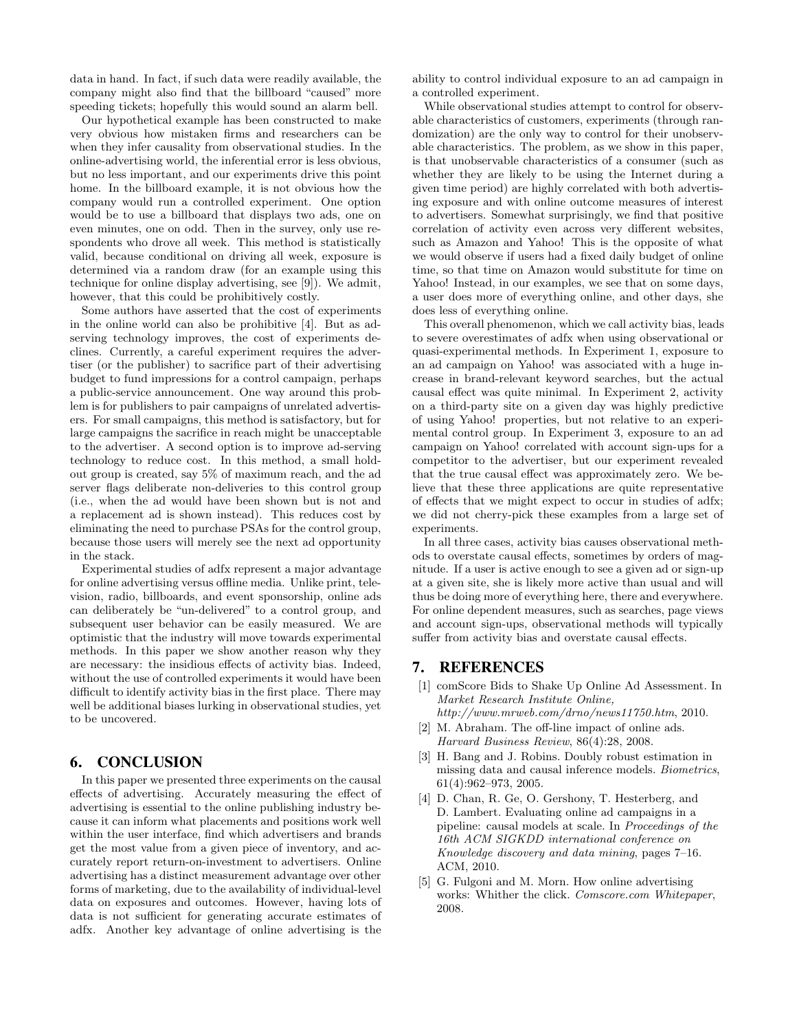data in hand. In fact, if such data were readily available, the company might also find that the billboard "caused" more speeding tickets; hopefully this would sound an alarm bell.

Our hypothetical example has been constructed to make very obvious how mistaken firms and researchers can be when they infer causality from observational studies. In the online-advertising world, the inferential error is less obvious, but no less important, and our experiments drive this point home. In the billboard example, it is not obvious how the company would run a controlled experiment. One option would be to use a billboard that displays two ads, one on even minutes, one on odd. Then in the survey, only use respondents who drove all week. This method is statistically valid, because conditional on driving all week, exposure is determined via a random draw (for an example using this technique for online display advertising, see [9]). We admit, however, that this could be prohibitively costly.

Some authors have asserted that the cost of experiments in the online world can also be prohibitive [4]. But as ad-serving technology improves, the cost of experiments declines. Currently, a careful experiment requires the advertiser (or the publisher) to sacrifice part of their advertising budget to fund impressions for a control campaign, perhaps a public-service announcement. One way around this problem is for publishers to pair campaigns of unrelated advertisers. For small campaigns, this method is satisfactory, but for large campaigns the sacrifice in reach might be unacceptable to the advertiser. A second option is to improve ad-serving technology to reduce cost. In this method, a small hold-out group is created, say 5% of maximum reach, and the ad server flags deliberate non-deliveries to this control group (i.e., when the ad would have been shown but is not and a replacement ad is shown instead). This reduces cost by eliminating the need to purchase PSAs for the control group, because those users will merely see the next ad opportunity in the stack.

Experimental studies of adfx represent a major advantage for online advertising versus offline media. Unlike print, television, radio, billboards, and event sponsorship, online ads can deliberately be "un-delivered" to a control group, and subsequent user behavior can be easily measured. We are optimistic that the industry will move towards experimental methods. In this paper we show another reason why they are necessary: the insidious effects of activity bias. Indeed, without the use of controlled experiments it would have been difficult to identify activity bias in the first place. There may well be additional biases lurking in observational studies, yet to be uncovered.

## 6. CONCLUSION

In this paper we presented three experiments on the causal effects of advertising. Accurately measuring the effect of advertising is essential to the online publishing industry because it can inform what placements and positions work well within the user interface, find which advertisers and brands get the most value from a given piece of inventory, and accurately report return-on-investment to advertisers. Online advertising has a distinct measurement advantage over other forms of marketing, due to the availability of individual-level data on exposures and outcomes. However, having lots of data is not sufficient for generating accurate estimates of adfx. Another key advantage of online advertising is the ability to control individual exposure to an ad campaign in a controlled experiment.

While observational studies attempt to control for observable characteristics of customers, experiments (through randomization) are the only way to control for their unobservable characteristics. The problem, as we show in this paper, is that unobservable characteristics of a consumer (such as whether they are likely to be using the Internet during a given time period) are highly correlated with both advertising exposure and with online outcome measures of interest to advertisers. Somewhat surprisingly, we find that positive correlation of activity even across very different websites, such as Amazon and Yahoo! This is the opposite of what we would observe if users had a fixed daily budget of online time, so that time on Amazon would substitute for time on Yahoo! Instead, in our examples, we see that on some days, a user does more of everything online, and other days, she does less of everything online.

This overall phenomenon, which we call activity bias, leads to severe overestimates of adfx when using observational or quasi-experimental methods. In Experiment 1, exposure to an ad campaign on Yahoo! was associated with a huge increase in brand-relevant keyword searches, but the actual causal effect was quite minimal. In Experiment 2, activity on a third-party site on a given day was highly predictive of using Yahoo! properties, but not relative to an experimental control group. In Experiment 3, exposure to an ad campaign on Yahoo! correlated with account sign-ups for a competitor to the advertiser, but our experiment revealed that the true causal effect was approximately zero. We believe that these three applications are quite representative of effects that we might expect to occur in studies of adfx; we did not cherry-pick these examples from a large set of experiments.

In all three cases, activity bias causes observational methods to overstate causal effects, sometimes by orders of magnitude. If a user is active enough to see a given ad or sign-up at a given site, she is likely more active than usual and will thus be doing more of everything here, there and everywhere. For online dependent measures, such as searches, page views and account sign-ups, observational methods will typically suffer from activity bias and overstate causal effects.

## 7. REFERENCES

[1] comScore Bids to Shake Up Online Ad Assessment. In *Market Research Institute Online, http://www.mrweb.com/drno/news11750.htm*, 2010.

[2] M. Abraham. The off-line impact of online ads. *Harvard Business Review*, 86(4):28, 2008.

[3] H. Bang and J. Robins. Doubly robust estimation in missing data and causal inference models. *Biometrics*, 61(4):962–973, 2005.

[4] D. Chan, R. Ge, O. Gershony, T. Hesterberg, and D. Lambert. Evaluating online ad campaigns in a pipeline: causal models at scale. In *Proceedings of the 16th ACM SIGKDD international conference on Knowledge discovery and data mining*, pages 7–16. ACM, 2010.

[5] G. Fulgoni and M. Morn. How online advertising works: Whither the click. *Comscore.com Whitepaper*, 2008.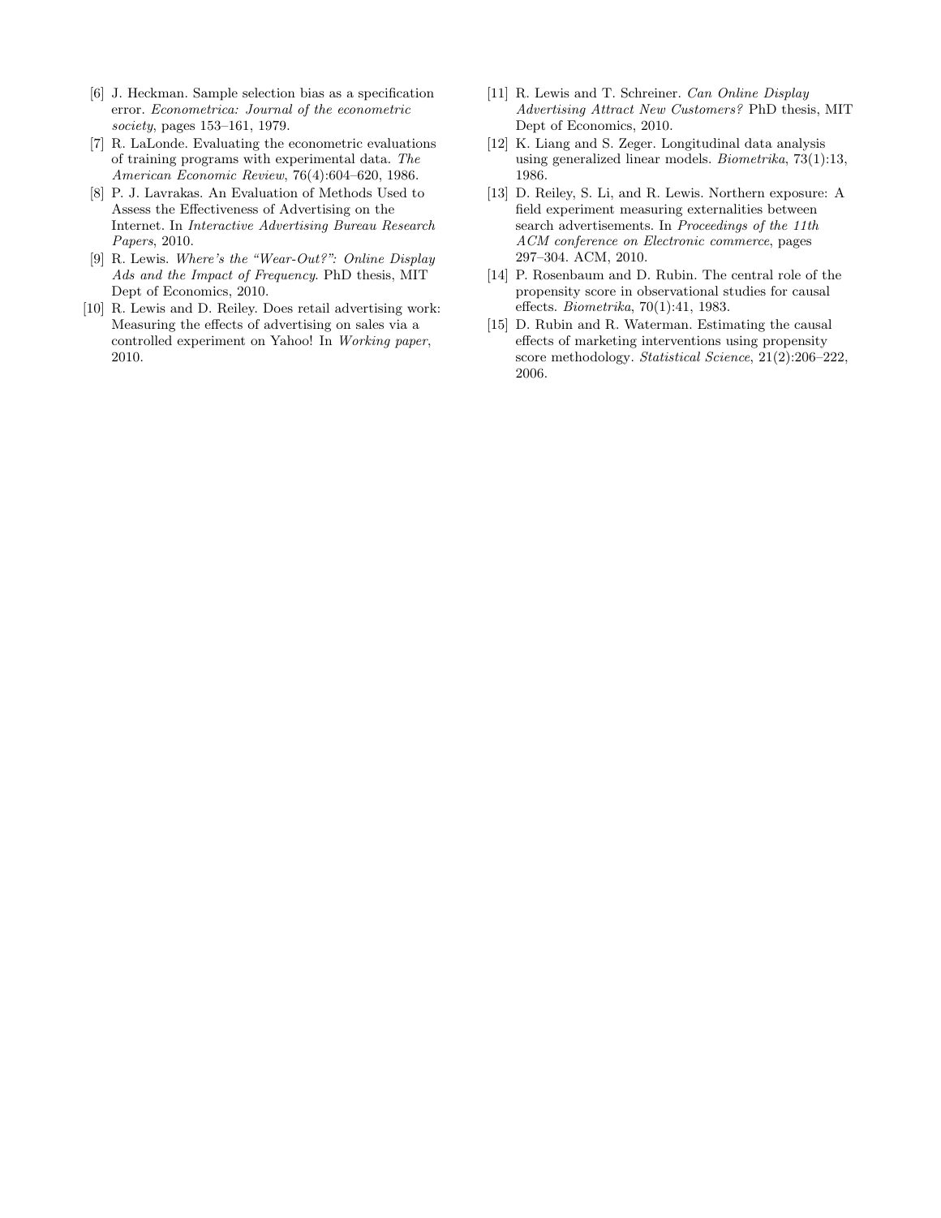[6] J. Heckman. Sample selection bias as a specification error. *Econometrica: Journal of the econometric society*, pages 153–161, 1979.

[7] R. LaLonde. Evaluating the econometric evaluations of training programs with experimental data. *The American Economic Review*, 76(4):604–620, 1986.

[8] P. J. Lavrakas. An Evaluation of Methods Used to Assess the Effectiveness of Advertising on the Internet. In *Interactive Advertising Bureau Research Papers*, 2010.

[9] R. Lewis. *Where's the "Wear-Out?": Online Display Ads and the Impact of Frequency*. PhD thesis, MIT Dept of Economics, 2010.

[10] R. Lewis and D. Reiley. Does retail advertising work: Measuring the effects of advertising on sales via a controlled experiment on Yahoo! In *Working paper*, 2010.

[11] R. Lewis and T. Schreiner. *Can Online Display Advertising Attract New Customers?* PhD thesis, MIT Dept of Economics, 2010.

[12] K. Liang and S. Zeger. Longitudinal data analysis using generalized linear models. *Biometrika*, 73(1):13, 1986.

[13] D. Reiley, S. Li, and R. Lewis. Northern exposure: A field experiment measuring externalities between search advertisements. In *Proceedings of the 11th ACM conference on Electronic commerce*, pages 297–304. ACM, 2010.

[14] P. Rosenbaum and D. Rubin. The central role of the propensity score in observational studies for causal effects. *Biometrika*, 70(1):41, 1983.

[15] D. Rubin and R. Waterman. Estimating the causal effects of marketing interventions using propensity score methodology. *Statistical Science*, 21(2):206–222, 2006.